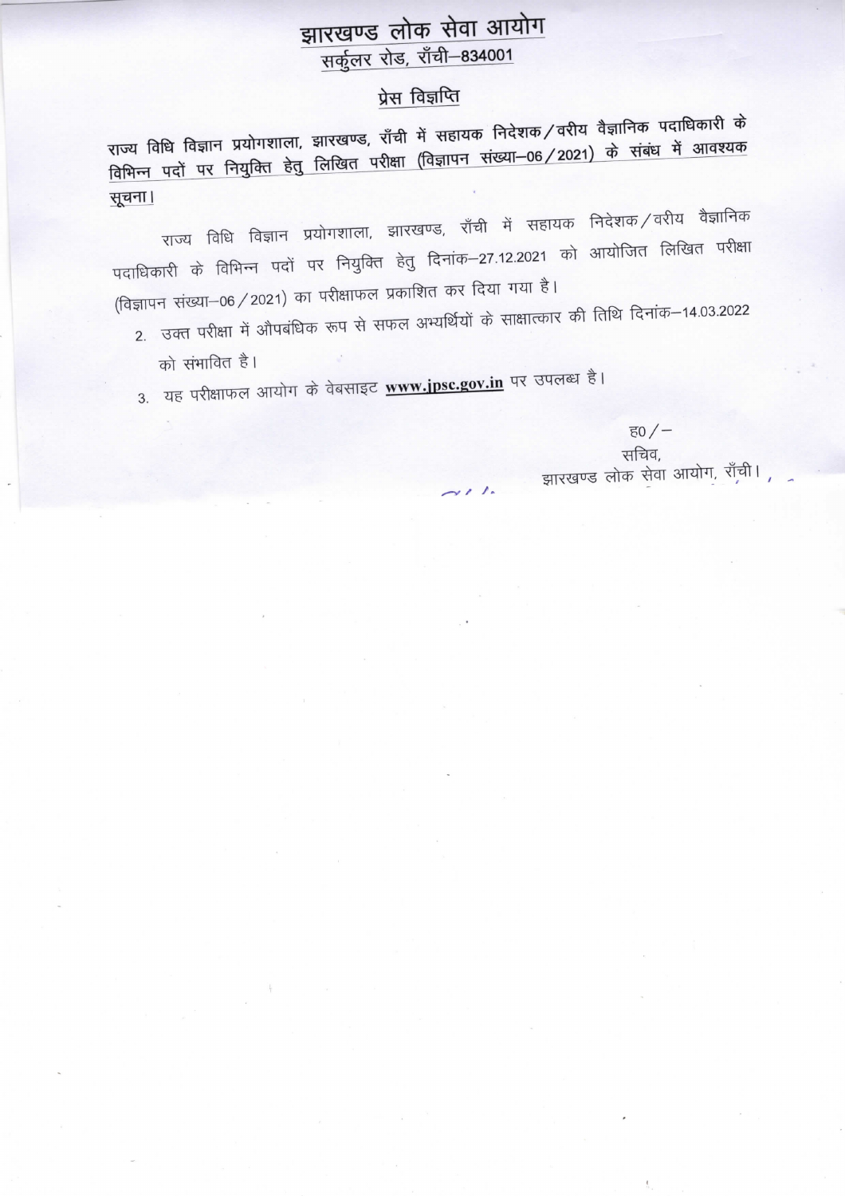# झारखण्ड लोक सेवा आयोग

## सर्कुलर रोड, राँची–834001

### प्रेस विज्ञप्ति

**राज्य विधि विज्ञान प्रयोगशाला, झारखण्ड, राँची में सहायक निदेशक/वरीय वैज्ञानिक पदाधिकारी के विभिन्न पदों पर नियुक्ति हेतु लिखित परीक्षा (विज्ञापन संख्या–06/2021) के संबंध में आवश्यक सूचना।**

राज्य विधि विज्ञान प्रयोगशाला, झारखण्ड, राँची में सहायक निदेशक/वरीय वैज्ञानिक पदाधिकारी के विभिन्न पदों पर नियुक्ति हेतु दिनांक–27.12.2021 को आयोजित लिखित परीक्षा (विज्ञापन संख्या–06/2021) का परीक्षाफल प्रकाशित कर दिया गया है।

2. उक्त परीक्षा में औपबंधिक रूप से सफल अभ्यर्थियों के साक्षात्कार की तिथि दिनांक–14.03.2022 को संभावित है।
3. यह परीक्षाफल आयोग के वेबसाइट **www.jpsc.gov.in** पर उपलब्ध है।

ह0/–  
सचिव,  
झारखण्ड लोक सेवा आयोग, राँची।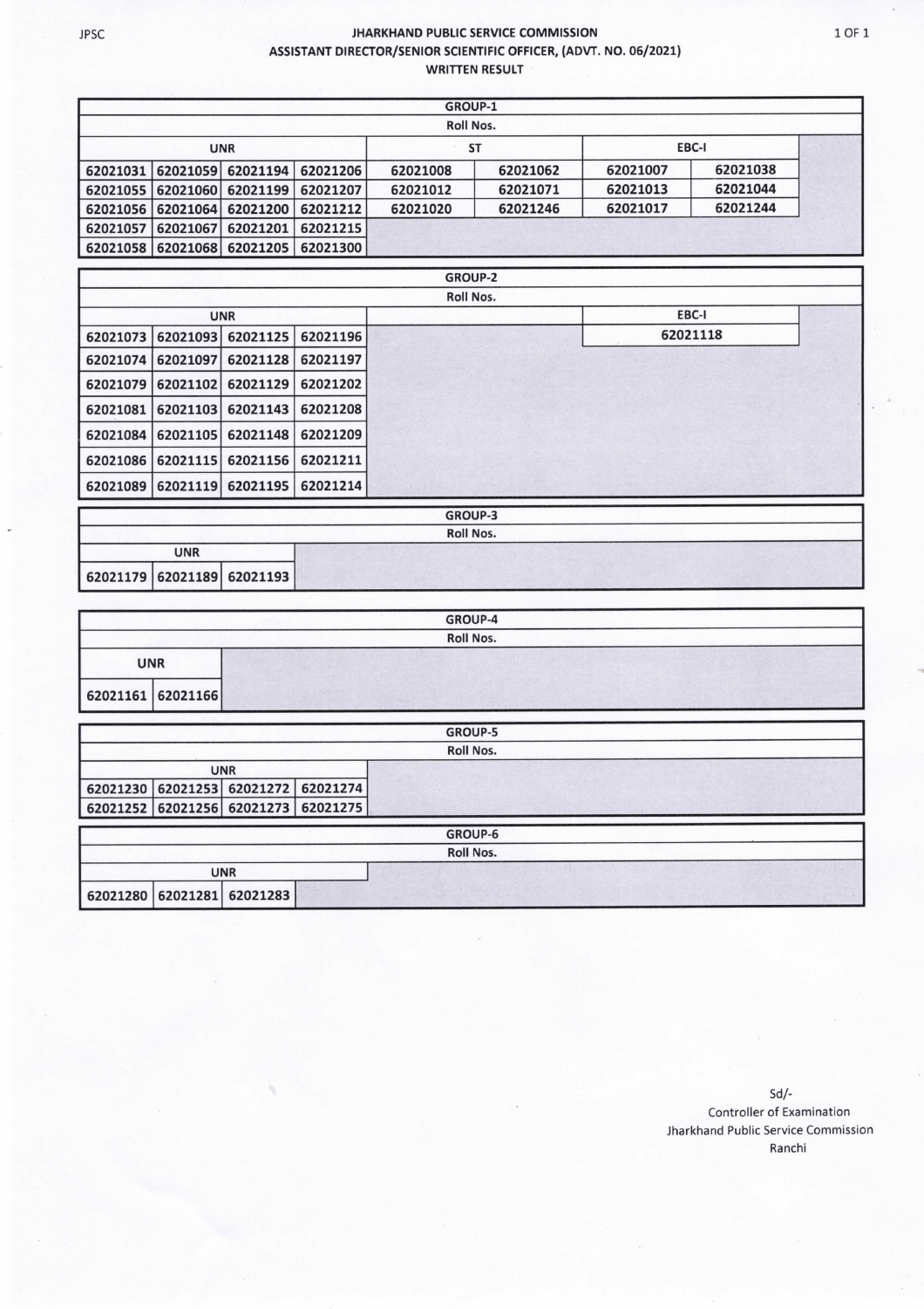# JHARKHAND PUBLIC SERVICE COMMISSION

## ASSISTANT DIRECTOR/SENIOR SCIENTIFIC OFFICER, (ADVT. NO. 06/2021)

### WRITTEN RESULT

**GROUP-1**

**Roll Nos.**

| UNR | | | | ST | | EBC-I | |
|---|---|---|---|---|---|---|---|
| 62021031 | 62021059 | 62021194 | 62021206 | 62021008 | 62021062 | 62021007 | 62021038 |
| 62021055 | 62021060 | 62021199 | 62021207 | 62021012 | 62021071 | 62021013 | 62021044 |
| 62021056 | 62021064 | 62021200 | 62021212 | 62021020 | 62021246 | 62021017 | 62021244 |
| 62021057 | 62021067 | 62021201 | 62021215 | | | | |
| 62021058 | 62021068 | 62021205 | 62021300 | | | | |

**GROUP-2**

**Roll Nos.**

| UNR | | | | EBC-I |
|---|---|---|---|---|
| 62021073 | 62021093 | 62021125 | 62021196 | 62021118 |
| 62021074 | 62021097 | 62021128 | 62021197 | |
| 62021079 | 62021102 | 62021129 | 62021202 | |
| 62021081 | 62021103 | 62021143 | 62021208 | |
| 62021084 | 62021105 | 62021148 | 62021209 | |
| 62021086 | 62021115 | 62021156 | 62021211 | |
| 62021089 | 62021119 | 62021195 | 62021214 | |

**GROUP-3**

**Roll Nos.**

| UNR | | |
|---|---|---|
| 62021179 | 62021189 | 62021193 |

**GROUP-4**

**Roll Nos.**

| UNR | |
|---|---|
| 62021161 | 62021166 |

**GROUP-5**

**Roll Nos.**

| UNR | | | |
|---|---|---|---|
| 62021230 | 62021253 | 62021272 | 62021274 |
| 62021252 | 62021256 | 62021273 | 62021275 |

**GROUP-6**

**Roll Nos.**

| UNR | | |
|---|---|---|
| 62021280 | 62021281 | 62021283 |

Sd/-
Controller of Examination
Jharkhand Public Service Commission
Ranchi